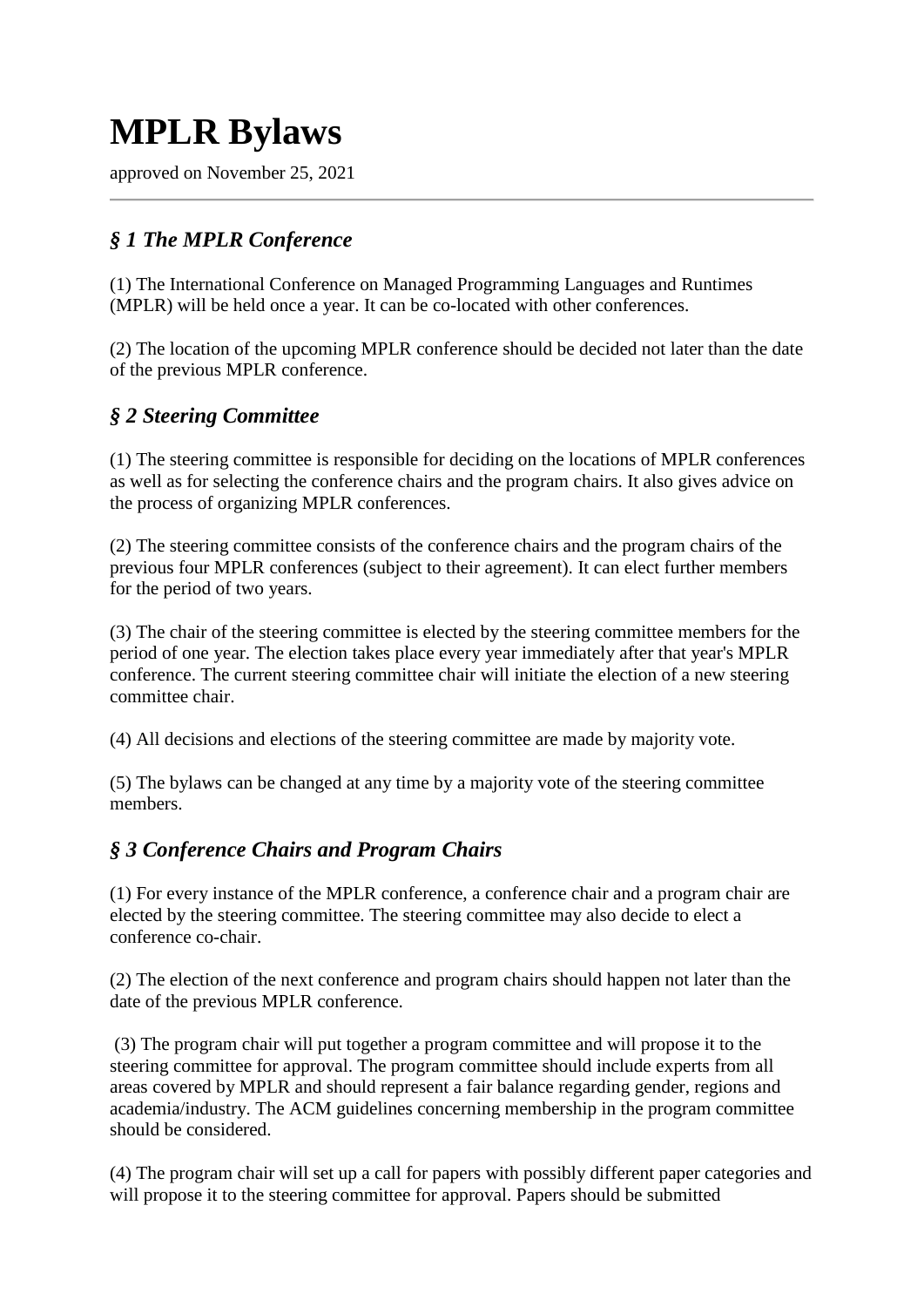# MPLR Bylaws

approved on November 25, 2021

---

### *§ 1 The MPLR Conference*

(1) The International Conference on Managed Programming Languages and Runtimes (MPLR) will be held once a year. It can be co-located with other conferences.

(2) The location of the upcoming MPLR conference should be decided not later than the date of the previous MPLR conference.

### *§ 2 Steering Committee*

(1) The steering committee is responsible for deciding on the locations of MPLR conferences as well as for selecting the conference chairs and the program chairs. It also gives advice on the process of organizing MPLR conferences.

(2) The steering committee consists of the conference chairs and the program chairs of the previous four MPLR conferences (subject to their agreement). It can elect further members for the period of two years.

(3) The chair of the steering committee is elected by the steering committee members for the period of one year. The election takes place every year immediately after that year's MPLR conference. The current steering committee chair will initiate the election of a new steering committee chair.

(4) All decisions and elections of the steering committee are made by majority vote.

(5) The bylaws can be changed at any time by a majority vote of the steering committee members.

### *§ 3 Conference Chairs and Program Chairs*

(1) For every instance of the MPLR conference, a conference chair and a program chair are elected by the steering committee. The steering committee may also decide to elect a conference co-chair.

(2) The election of the next conference and program chairs should happen not later than the date of the previous MPLR conference.

(3) The program chair will put together a program committee and will propose it to the steering committee for approval. The program committee should include experts from all areas covered by MPLR and should represent a fair balance regarding gender, regions and academia/industry. The ACM guidelines concerning membership in the program committee should be considered.

(4) The program chair will set up a call for papers with possibly different paper categories and will propose it to the steering committee for approval. Papers should be submitted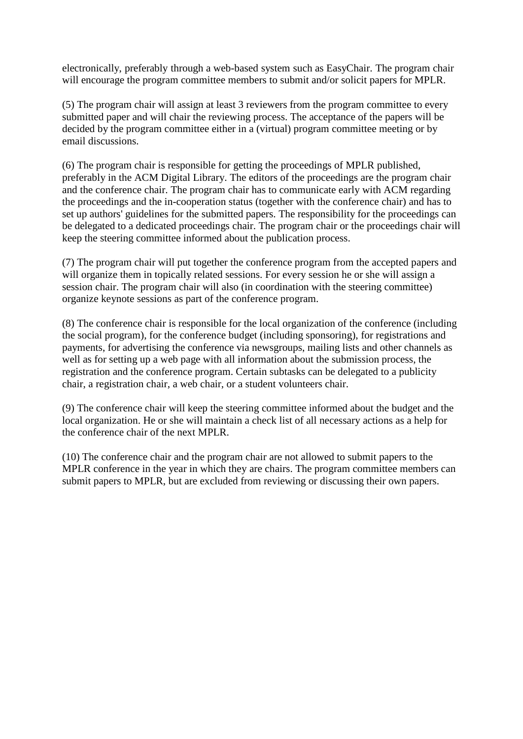electronically, preferably through a web-based system such as EasyChair. The program chair will encourage the program committee members to submit and/or solicit papers for MPLR.

(5) The program chair will assign at least 3 reviewers from the program committee to every submitted paper and will chair the reviewing process. The acceptance of the papers will be decided by the program committee either in a (virtual) program committee meeting or by email discussions.

(6) The program chair is responsible for getting the proceedings of MPLR published, preferably in the ACM Digital Library. The editors of the proceedings are the program chair and the conference chair. The program chair has to communicate early with ACM regarding the proceedings and the in-cooperation status (together with the conference chair) and has to set up authors' guidelines for the submitted papers. The responsibility for the proceedings can be delegated to a dedicated proceedings chair. The program chair or the proceedings chair will keep the steering committee informed about the publication process.

(7) The program chair will put together the conference program from the accepted papers and will organize them in topically related sessions. For every session he or she will assign a session chair. The program chair will also (in coordination with the steering committee) organize keynote sessions as part of the conference program.

(8) The conference chair is responsible for the local organization of the conference (including the social program), for the conference budget (including sponsoring), for registrations and payments, for advertising the conference via newsgroups, mailing lists and other channels as well as for setting up a web page with all information about the submission process, the registration and the conference program. Certain subtasks can be delegated to a publicity chair, a registration chair, a web chair, or a student volunteers chair.

(9) The conference chair will keep the steering committee informed about the budget and the local organization. He or she will maintain a check list of all necessary actions as a help for the conference chair of the next MPLR.

(10) The conference chair and the program chair are not allowed to submit papers to the MPLR conference in the year in which they are chairs. The program committee members can submit papers to MPLR, but are excluded from reviewing or discussing their own papers.